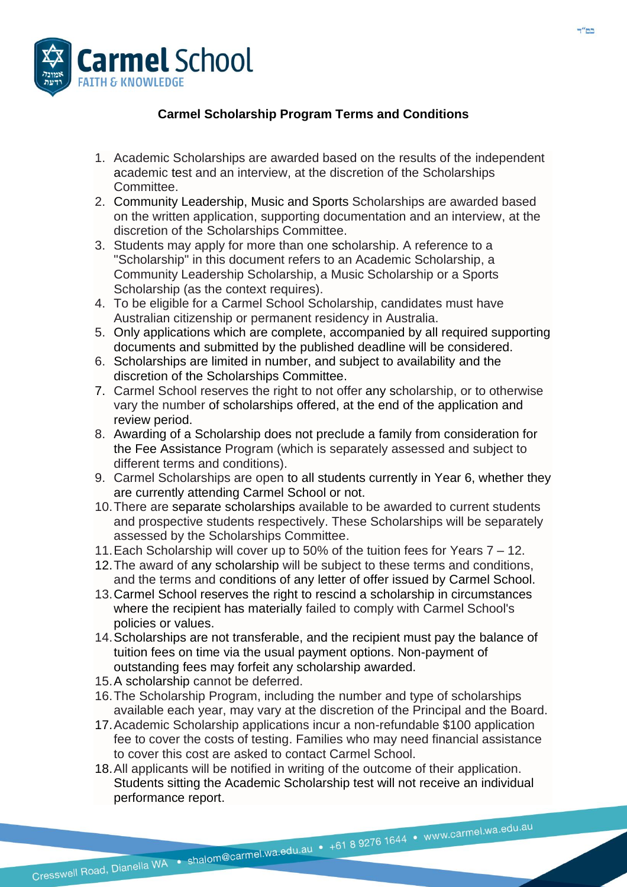Carmel School

FAITH & KNOWLEDGE

## Carmel Scholarship Program Terms and Conditions

1. Academic Scholarships are awarded based on the results of the independent academic test and an interview, at the discretion of the Scholarships Committee.
2. Community Leadership, Music and Sports Scholarships are awarded based on the written application, supporting documentation and an interview, at the discretion of the Scholarships Committee.
3. Students may apply for more than one scholarship. A reference to a "Scholarship" in this document refers to an Academic Scholarship, a Community Leadership Scholarship, a Music Scholarship or a Sports Scholarship (as the context requires).
4. To be eligible for a Carmel School Scholarship, candidates must have Australian citizenship or permanent residency in Australia.
5. Only applications which are complete, accompanied by all required supporting documents and submitted by the published deadline will be considered.
6. Scholarships are limited in number, and subject to availability and the discretion of the Scholarships Committee.
7. Carmel School reserves the right to not offer any scholarship, or to otherwise vary the number of scholarships offered, at the end of the application and review period.
8. Awarding of a Scholarship does not preclude a family from consideration for the Fee Assistance Program (which is separately assessed and subject to different terms and conditions).
9. Carmel Scholarships are open to all students currently in Year 6, whether they are currently attending Carmel School or not.
10. There are separate scholarships available to be awarded to current students and prospective students respectively. These Scholarships will be separately assessed by the Scholarships Committee.
11. Each Scholarship will cover up to 50% of the tuition fees for Years 7 – 12.
12. The award of any scholarship will be subject to these terms and conditions, and the terms and conditions of any letter of offer issued by Carmel School.
13. Carmel School reserves the right to rescind a scholarship in circumstances where the recipient has materially failed to comply with Carmel School's policies or values.
14. Scholarships are not transferable, and the recipient must pay the balance of tuition fees on time via the usual payment options. Non-payment of outstanding fees may forfeit any scholarship awarded.
15. A scholarship cannot be deferred.
16. The Scholarship Program, including the number and type of scholarships available each year, may vary at the discretion of the Principal and the Board.
17. Academic Scholarship applications incur a non-refundable $100 application fee to cover the costs of testing. Families who may need financial assistance to cover this cost are asked to contact Carmel School.
18. All applicants will be notified in writing of the outcome of their application. Students sitting the Academic Scholarship test will not receive an individual performance report.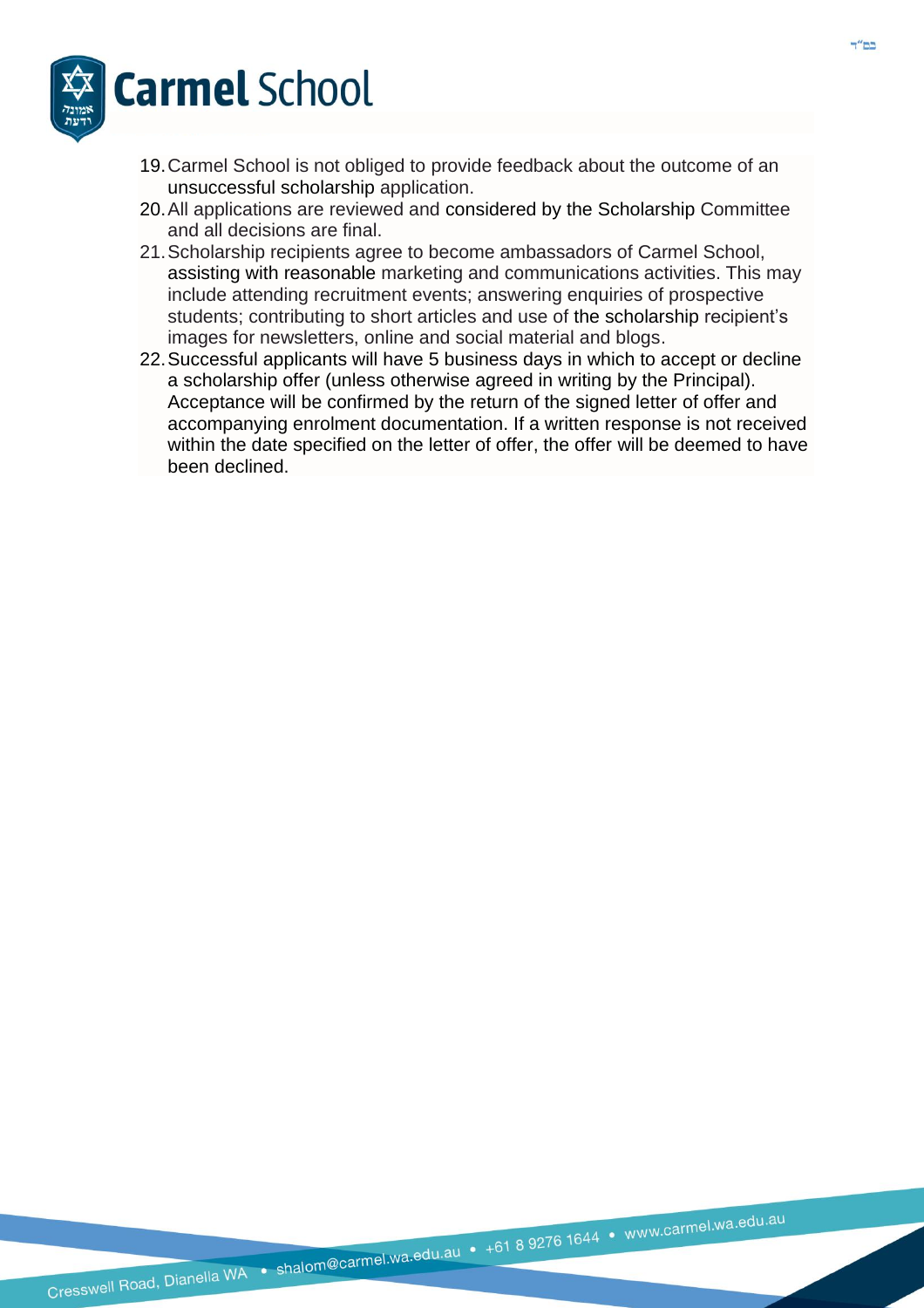19. Carmel School is not obliged to provide feedback about the outcome of an unsuccessful scholarship application.
20. All applications are reviewed and considered by the Scholarship Committee and all decisions are final.
21. Scholarship recipients agree to become ambassadors of Carmel School, assisting with reasonable marketing and communications activities. This may include attending recruitment events; answering enquiries of prospective students; contributing to short articles and use of the scholarship recipient's images for newsletters, online and social material and blogs.
22. Successful applicants will have 5 business days in which to accept or decline a scholarship offer (unless otherwise agreed in writing by the Principal). Acceptance will be confirmed by the return of the signed letter of offer and accompanying enrolment documentation. If a written response is not received within the date specified on the letter of offer, the offer will be deemed to have been declined.